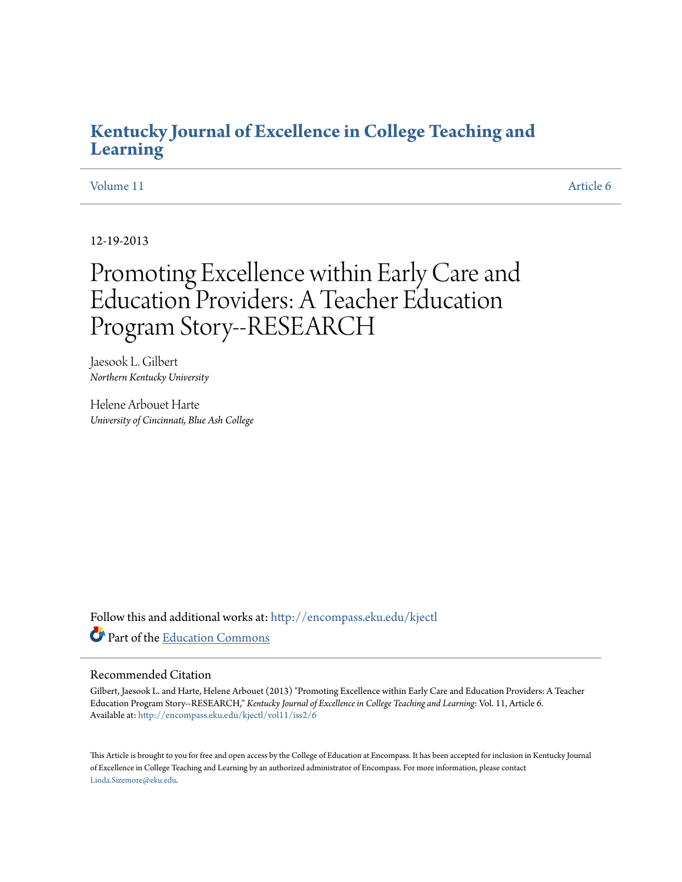# Kentucky Journal of Excellence in College Teaching and Learning

Volume 11 Article 6

12-19-2013

# Promoting Excellence within Early Care and Education Providers: A Teacher Education Program Story--RESEARCH

Jaesook L. Gilbert
*Northern Kentucky University*

Helene Arbouet Harte
*University of Cincinnati, Blue Ash College*

Follow this and additional works at: http://encompass.eku.edu/kjectl

Part of the Education Commons

## Recommended Citation

Gilbert, Jaesook L. and Harte, Helene Arbouet (2013) "Promoting Excellence within Early Care and Education Providers: A Teacher Education Program Story--RESEARCH," *Kentucky Journal of Excellence in College Teaching and Learning*: Vol. 11, Article 6.
Available at: http://encompass.eku.edu/kjectl/vol11/iss2/6

This Article is brought to you for free and open access by the College of Education at Encompass. It has been accepted for inclusion in Kentucky Journal of Excellence in College Teaching and Learning by an authorized administrator of Encompass. For more information, please contact Linda.Sizemore@eku.edu.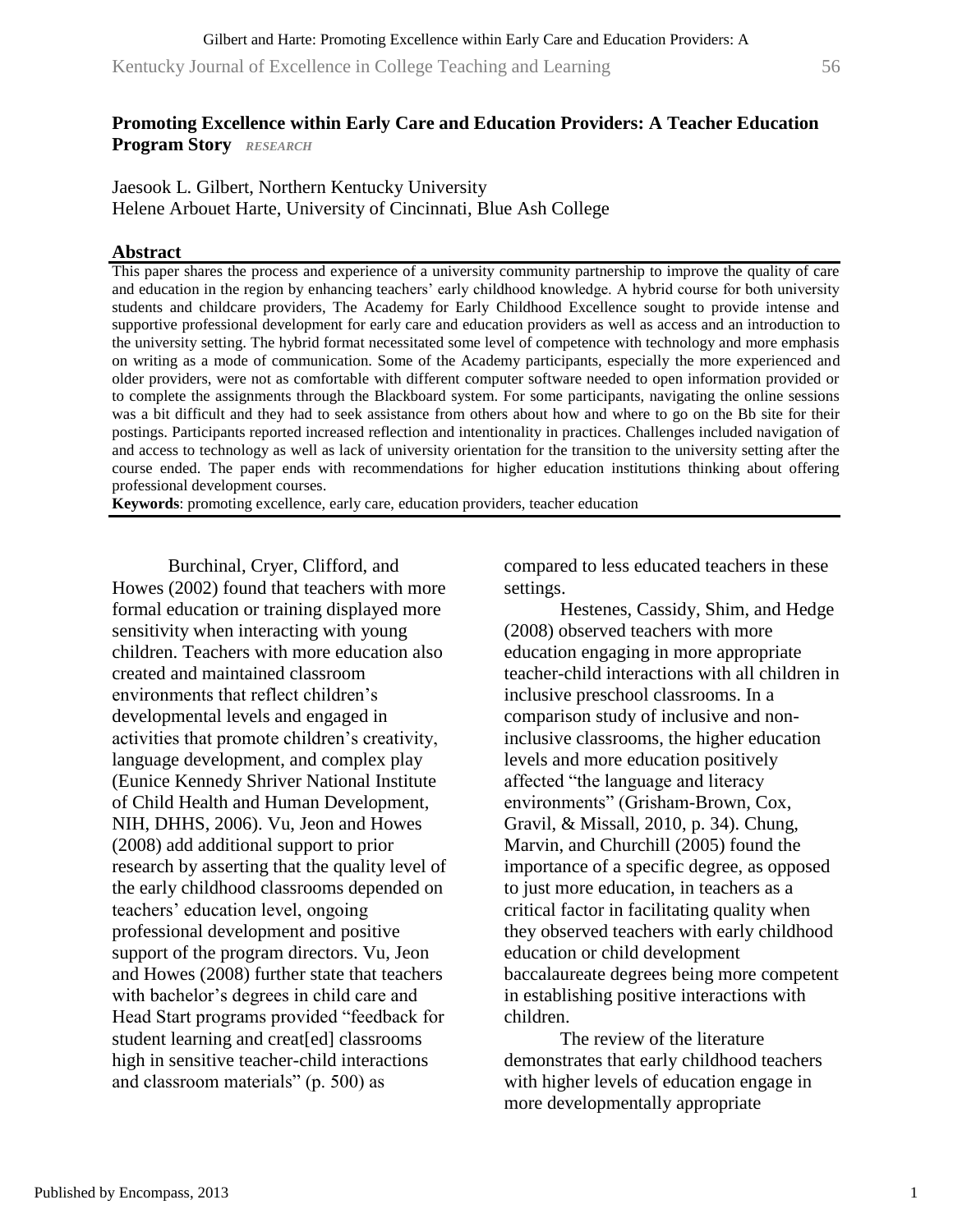## Promoting Excellence within Early Care and Education Providers: A Teacher Education Program Story *RESEARCH*

Jaesook L. Gilbert, Northern Kentucky University
Helene Arbouet Harte, University of Cincinnati, Blue Ash College

### Abstract

This paper shares the process and experience of a university community partnership to improve the quality of care and education in the region by enhancing teachers' early childhood knowledge. A hybrid course for both university students and childcare providers, The Academy for Early Childhood Excellence sought to provide intense and supportive professional development for early care and education providers as well as access and an introduction to the university setting. The hybrid format necessitated some level of competence with technology and more emphasis on writing as a mode of communication. Some of the Academy participants, especially the more experienced and older providers, were not as comfortable with different computer software needed to open information provided or to complete the assignments through the Blackboard system. For some participants, navigating the online sessions was a bit difficult and they had to seek assistance from others about how and where to go on the Bb site for their postings. Participants reported increased reflection and intentionality in practices. Challenges included navigation of and access to technology as well as lack of university orientation for the transition to the university setting after the course ended. The paper ends with recommendations for higher education institutions thinking about offering professional development courses.

**Keywords**: promoting excellence, early care, education providers, teacher education

Burchinal, Cryer, Clifford, and Howes (2002) found that teachers with more formal education or training displayed more sensitivity when interacting with young children. Teachers with more education also created and maintained classroom environments that reflect children's developmental levels and engaged in activities that promote children's creativity, language development, and complex play (Eunice Kennedy Shriver National Institute of Child Health and Human Development, NIH, DHHS, 2006). Vu, Jeon and Howes (2008) add additional support to prior research by asserting that the quality level of the early childhood classrooms depended on teachers' education level, ongoing professional development and positive support of the program directors. Vu, Jeon and Howes (2008) further state that teachers with bachelor's degrees in child care and Head Start programs provided "feedback for student learning and creat[ed] classrooms high in sensitive teacher-child interactions and classroom materials" (p. 500) as compared to less educated teachers in these settings.

Hestenes, Cassidy, Shim, and Hedge (2008) observed teachers with more education engaging in more appropriate teacher-child interactions with all children in inclusive preschool classrooms. In a comparison study of inclusive and non-inclusive classrooms, the higher education levels and more education positively affected "the language and literacy environments" (Grisham-Brown, Cox, Gravil, & Missall, 2010, p. 34). Chung, Marvin, and Churchill (2005) found the importance of a specific degree, as opposed to just more education, in teachers as a critical factor in facilitating quality when they observed teachers with early childhood education or child development baccalaureate degrees being more competent in establishing positive interactions with children.

The review of the literature demonstrates that early childhood teachers with higher levels of education engage in more developmentally appropriate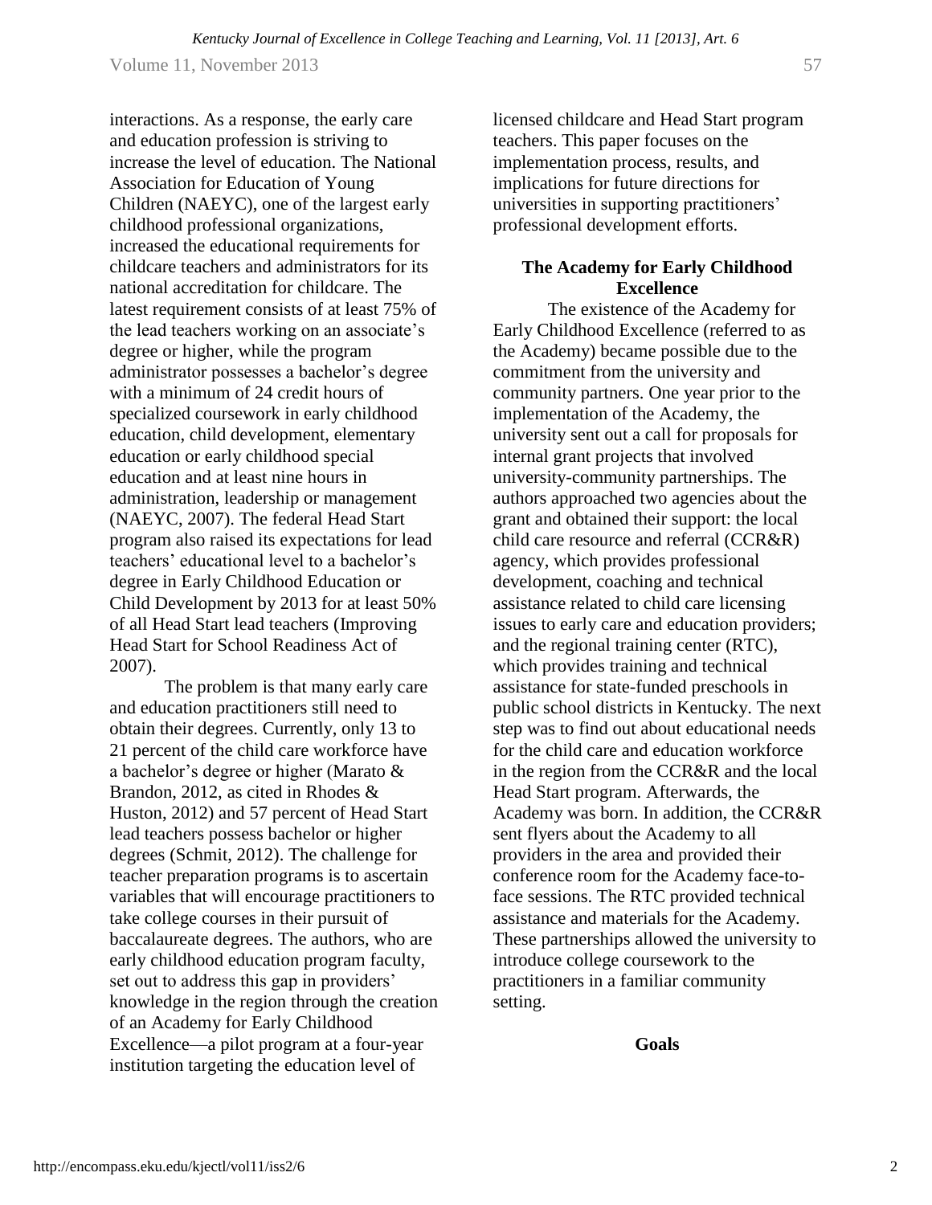interactions. As a response, the early care and education profession is striving to increase the level of education. The National Association for Education of Young Children (NAEYC), one of the largest early childhood professional organizations, increased the educational requirements for childcare teachers and administrators for its national accreditation for childcare. The latest requirement consists of at least 75% of the lead teachers working on an associate's degree or higher, while the program administrator possesses a bachelor's degree with a minimum of 24 credit hours of specialized coursework in early childhood education, child development, elementary education or early childhood special education and at least nine hours in administration, leadership or management (NAEYC, 2007). The federal Head Start program also raised its expectations for lead teachers' educational level to a bachelor's degree in Early Childhood Education or Child Development by 2013 for at least 50% of all Head Start lead teachers (Improving Head Start for School Readiness Act of 2007).

The problem is that many early care and education practitioners still need to obtain their degrees. Currently, only 13 to 21 percent of the child care workforce have a bachelor's degree or higher (Marato & Brandon, 2012, as cited in Rhodes & Huston, 2012) and 57 percent of Head Start lead teachers possess bachelor or higher degrees (Schmit, 2012). The challenge for teacher preparation programs is to ascertain variables that will encourage practitioners to take college courses in their pursuit of baccalaureate degrees. The authors, who are early childhood education program faculty, set out to address this gap in providers' knowledge in the region through the creation of an Academy for Early Childhood Excellence—a pilot program at a four-year institution targeting the education level of licensed childcare and Head Start program teachers. This paper focuses on the implementation process, results, and implications for future directions for universities in supporting practitioners' professional development efforts.

## The Academy for Early Childhood Excellence

The existence of the Academy for Early Childhood Excellence (referred to as the Academy) became possible due to the commitment from the university and community partners. One year prior to the implementation of the Academy, the university sent out a call for proposals for internal grant projects that involved university-community partnerships. The authors approached two agencies about the grant and obtained their support: the local child care resource and referral (CCR&R) agency, which provides professional development, coaching and technical assistance related to child care licensing issues to early care and education providers; and the regional training center (RTC), which provides training and technical assistance for state-funded preschools in public school districts in Kentucky. The next step was to find out about educational needs for the child care and education workforce in the region from the CCR&R and the local Head Start program. Afterwards, the Academy was born. In addition, the CCR&R sent flyers about the Academy to all providers in the area and provided their conference room for the Academy face-to-face sessions. The RTC provided technical assistance and materials for the Academy. These partnerships allowed the university to introduce college coursework to the practitioners in a familiar community setting.

## Goals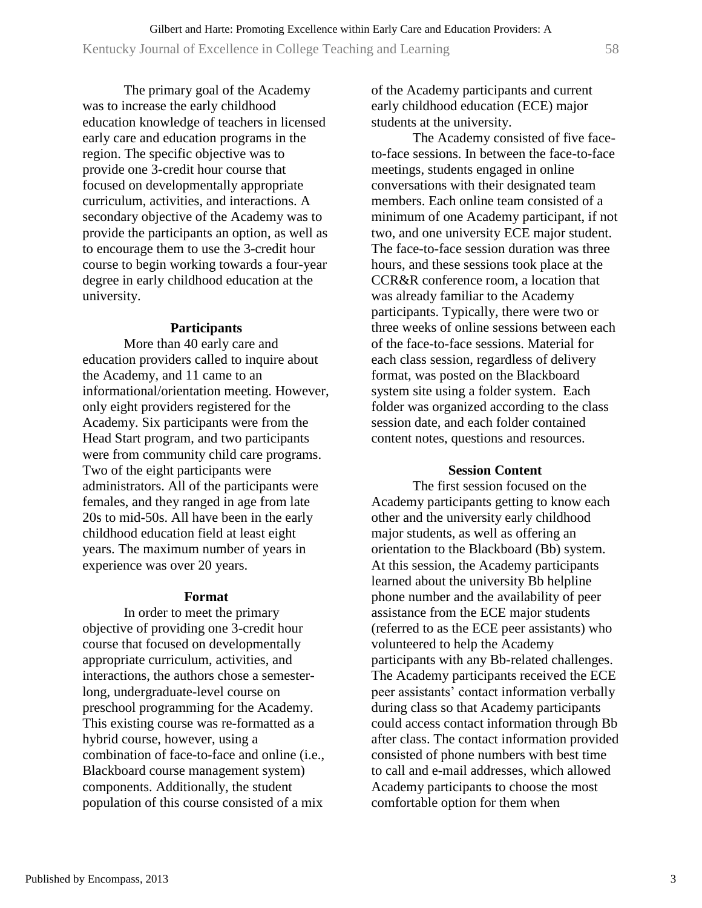The primary goal of the Academy was to increase the early childhood education knowledge of teachers in licensed early care and education programs in the region. The specific objective was to provide one 3-credit hour course that focused on developmentally appropriate curriculum, activities, and interactions. A secondary objective of the Academy was to provide the participants an option, as well as to encourage them to use the 3-credit hour course to begin working towards a four-year degree in early childhood education at the university.

### Participants

More than 40 early care and education providers called to inquire about the Academy, and 11 came to an informational/orientation meeting. However, only eight providers registered for the Academy. Six participants were from the Head Start program, and two participants were from community child care programs. Two of the eight participants were administrators. All of the participants were females, and they ranged in age from late 20s to mid-50s. All have been in the early childhood education field at least eight years. The maximum number of years in experience was over 20 years.

### Format

In order to meet the primary objective of providing one 3-credit hour course that focused on developmentally appropriate curriculum, activities, and interactions, the authors chose a semester-long, undergraduate-level course on preschool programming for the Academy. This existing course was re-formatted as a hybrid course, however, using a combination of face-to-face and online (i.e., Blackboard course management system) components. Additionally, the student population of this course consisted of a mix of the Academy participants and current early childhood education (ECE) major students at the university.

The Academy consisted of five face-to-face sessions. In between the face-to-face meetings, students engaged in online conversations with their designated team members. Each online team consisted of a minimum of one Academy participant, if not two, and one university ECE major student. The face-to-face session duration was three hours, and these sessions took place at the CCR&R conference room, a location that was already familiar to the Academy participants. Typically, there were two or three weeks of online sessions between each of the face-to-face sessions. Material for each class session, regardless of delivery format, was posted on the Blackboard system site using a folder system. Each folder was organized according to the class session date, and each folder contained content notes, questions and resources.

### Session Content

The first session focused on the Academy participants getting to know each other and the university early childhood major students, as well as offering an orientation to the Blackboard (Bb) system. At this session, the Academy participants learned about the university Bb helpline phone number and the availability of peer assistance from the ECE major students (referred to as the ECE peer assistants) who volunteered to help the Academy participants with any Bb-related challenges. The Academy participants received the ECE peer assistants' contact information verbally during class so that Academy participants could access contact information through Bb after class. The contact information provided consisted of phone numbers with best time to call and e-mail addresses, which allowed Academy participants to choose the most comfortable option for them when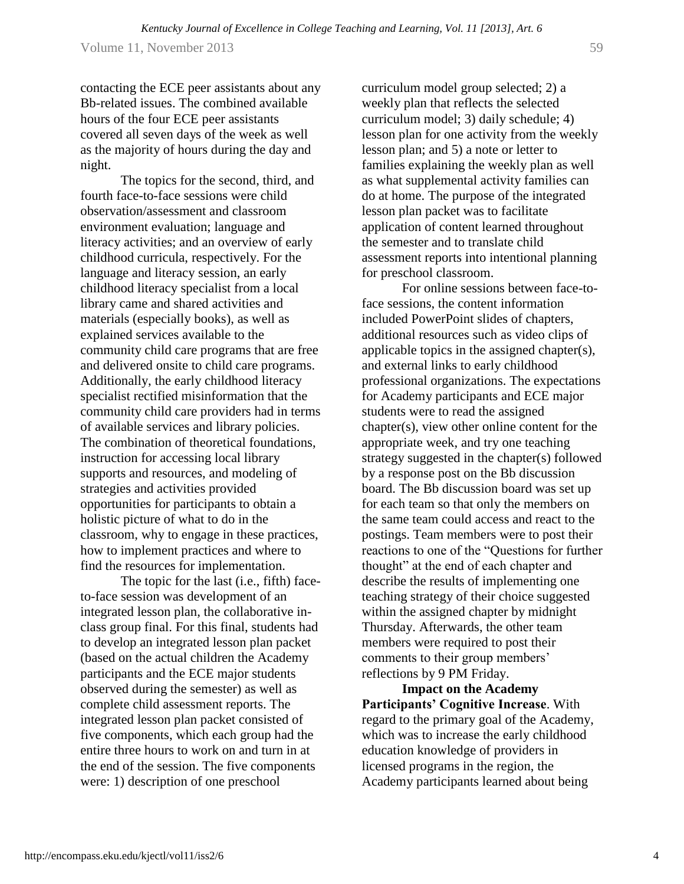contacting the ECE peer assistants about any Bb-related issues. The combined available hours of the four ECE peer assistants covered all seven days of the week as well as the majority of hours during the day and night.

The topics for the second, third, and fourth face-to-face sessions were child observation/assessment and classroom environment evaluation; language and literacy activities; and an overview of early childhood curricula, respectively. For the language and literacy session, an early childhood literacy specialist from a local library came and shared activities and materials (especially books), as well as explained services available to the community child care programs that are free and delivered onsite to child care programs. Additionally, the early childhood literacy specialist rectified misinformation that the community child care providers had in terms of available services and library policies. The combination of theoretical foundations, instruction for accessing local library supports and resources, and modeling of strategies and activities provided opportunities for participants to obtain a holistic picture of what to do in the classroom, why to engage in these practices, how to implement practices and where to find the resources for implementation.

The topic for the last (i.e., fifth) face-to-face session was development of an integrated lesson plan, the collaborative in-class group final. For this final, students had to develop an integrated lesson plan packet (based on the actual children the Academy participants and the ECE major students observed during the semester) as well as complete child assessment reports. The integrated lesson plan packet consisted of five components, which each group had the entire three hours to work on and turn in at the end of the session. The five components were: 1) description of one preschool curriculum model group selected; 2) a weekly plan that reflects the selected curriculum model; 3) daily schedule; 4) lesson plan for one activity from the weekly lesson plan; and 5) a note or letter to families explaining the weekly plan as well as what supplemental activity families can do at home. The purpose of the integrated lesson plan packet was to facilitate application of content learned throughout the semester and to translate child assessment reports into intentional planning for preschool classroom.

For online sessions between face-to-face sessions, the content information included PowerPoint slides of chapters, additional resources such as video clips of applicable topics in the assigned chapter(s), and external links to early childhood professional organizations. The expectations for Academy participants and ECE major students were to read the assigned chapter(s), view other online content for the appropriate week, and try one teaching strategy suggested in the chapter(s) followed by a response post on the Bb discussion board. The Bb discussion board was set up for each team so that only the members on the same team could access and react to the postings. Team members were to post their reactions to one of the "Questions for further thought" at the end of each chapter and describe the results of implementing one teaching strategy of their choice suggested within the assigned chapter by midnight Thursday. Afterwards, the other team members were required to post their comments to their group members' reflections by 9 PM Friday.

**Impact on the Academy Participants' Cognitive Increase**. With regard to the primary goal of the Academy, which was to increase the early childhood education knowledge of providers in licensed programs in the region, the Academy participants learned about being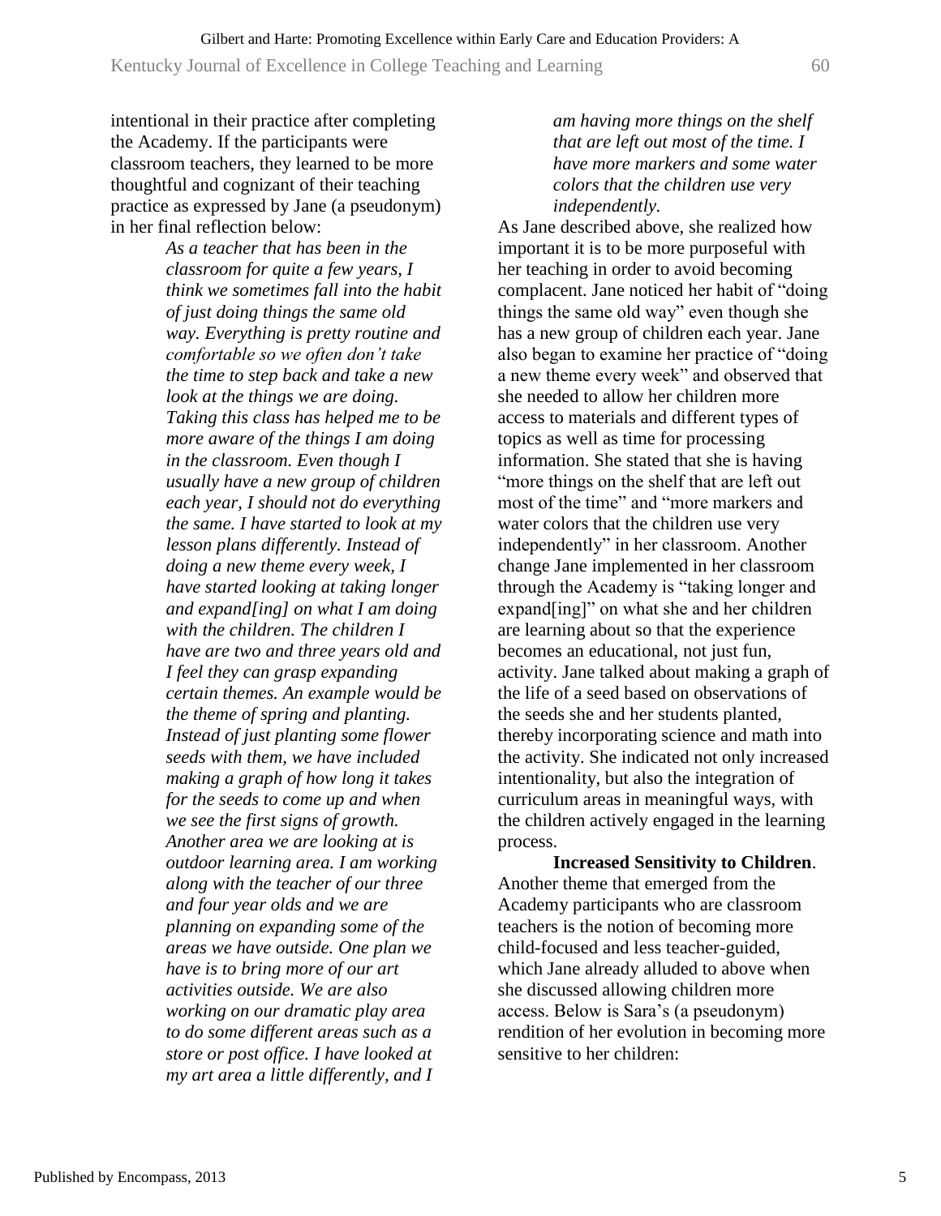intentional in their practice after completing the Academy. If the participants were classroom teachers, they learned to be more thoughtful and cognizant of their teaching practice as expressed by Jane (a pseudonym) in her final reflection below:

> *As a teacher that has been in the classroom for quite a few years, I think we sometimes fall into the habit of just doing things the same old way. Everything is pretty routine and comfortable so we often don't take the time to step back and take a new look at the things we are doing. Taking this class has helped me to be more aware of the things I am doing in the classroom. Even though I usually have a new group of children each year, I should not do everything the same. I have started to look at my lesson plans differently. Instead of doing a new theme every week, I have started looking at taking longer and expand[ing] on what I am doing with the children. The children I have are two and three years old and I feel they can grasp expanding certain themes. An example would be the theme of spring and planting. Instead of just planting some flower seeds with them, we have included making a graph of how long it takes for the seeds to come up and when we see the first signs of growth. Another area we are looking at is outdoor learning area. I am working along with the teacher of our three and four year olds and we are planning on expanding some of the areas we have outside. One plan we have is to bring more of our art activities outside. We are also working on our dramatic play area to do some different areas such as a store or post office. I have looked at my art area a little differently, and I am having more things on the shelf that are left out most of the time. I have more markers and some water colors that the children use very independently.*

As Jane described above, she realized how important it is to be more purposeful with her teaching in order to avoid becoming complacent. Jane noticed her habit of "doing things the same old way" even though she has a new group of children each year. Jane also began to examine her practice of "doing a new theme every week" and observed that she needed to allow her children more access to materials and different types of topics as well as time for processing information. She stated that she is having "more things on the shelf that are left out most of the time" and "more markers and water colors that the children use very independently" in her classroom. Another change Jane implemented in her classroom through the Academy is "taking longer and expand[ing]" on what she and her children are learning about so that the experience becomes an educational, not just fun, activity. Jane talked about making a graph of the life of a seed based on observations of the seeds she and her students planted, thereby incorporating science and math into the activity. She indicated not only increased intentionality, but also the integration of curriculum areas in meaningful ways, with the children actively engaged in the learning process.

**Increased Sensitivity to Children**. Another theme that emerged from the Academy participants who are classroom teachers is the notion of becoming more child-focused and less teacher-guided, which Jane already alluded to above when she discussed allowing children more access. Below is Sara's (a pseudonym) rendition of her evolution in becoming more sensitive to her children: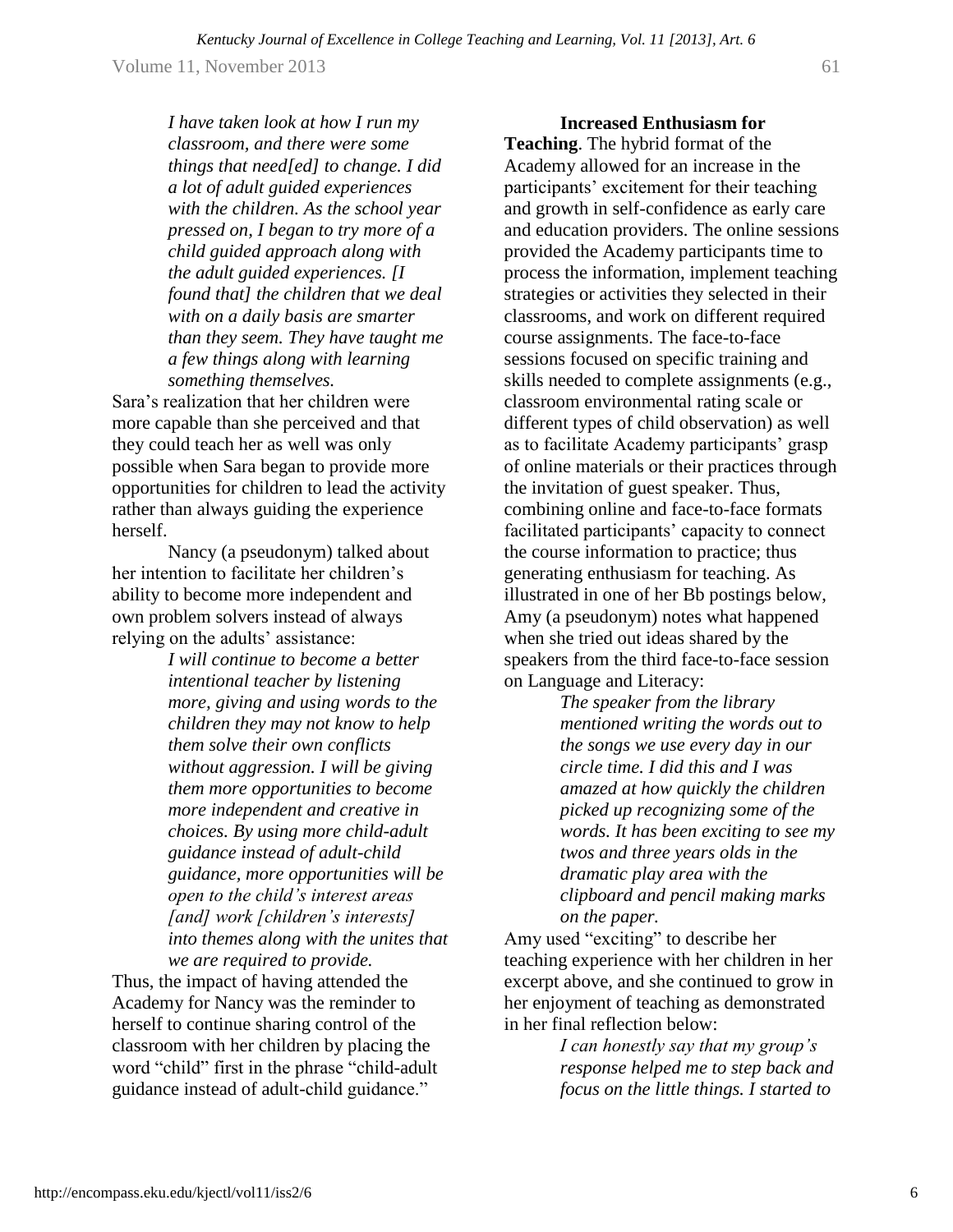> *I have taken look at how I run my classroom, and there were some things that need[ed] to change. I did a lot of adult guided experiences with the children. As the school year pressed on, I began to try more of a child guided approach along with the adult guided experiences. [I found that] the children that we deal with on a daily basis are smarter than they seem. They have taught me a few things along with learning something themselves.*

Sara's realization that her children were more capable than she perceived and that they could teach her as well was only possible when Sara began to provide more opportunities for children to lead the activity rather than always guiding the experience herself.

Nancy (a pseudonym) talked about her intention to facilitate her children's ability to become more independent and own problem solvers instead of always relying on the adults' assistance:

> *I will continue to become a better intentional teacher by listening more, giving and using words to the children they may not know to help them solve their own conflicts without aggression. I will be giving them more opportunities to become more independent and creative in choices. By using more child-adult guidance instead of adult-child guidance, more opportunities will be open to the child's interest areas [and] work [children's interests] into themes along with the unites that we are required to provide.*

Thus, the impact of having attended the Academy for Nancy was the reminder to herself to continue sharing control of the classroom with her children by placing the word "child" first in the phrase "child-adult guidance instead of adult-child guidance."

**Increased Enthusiasm for Teaching**. The hybrid format of the Academy allowed for an increase in the participants' excitement for their teaching and growth in self-confidence as early care and education providers. The online sessions provided the Academy participants time to process the information, implement teaching strategies or activities they selected in their classrooms, and work on different required course assignments. The face-to-face sessions focused on specific training and skills needed to complete assignments (e.g., classroom environmental rating scale or different types of child observation) as well as to facilitate Academy participants' grasp of online materials or their practices through the invitation of guest speaker. Thus, combining online and face-to-face formats facilitated participants' capacity to connect the course information to practice; thus generating enthusiasm for teaching. As illustrated in one of her Bb postings below, Amy (a pseudonym) notes what happened when she tried out ideas shared by the speakers from the third face-to-face session on Language and Literacy:

> *The speaker from the library mentioned writing the words out to the songs we use every day in our circle time. I did this and I was amazed at how quickly the children picked up recognizing some of the words. It has been exciting to see my twos and three years olds in the dramatic play area with the clipboard and pencil making marks on the paper.*

Amy used "exciting" to describe her teaching experience with her children in her excerpt above, and she continued to grow in her enjoyment of teaching as demonstrated in her final reflection below:

> *I can honestly say that my group's response helped me to step back and focus on the little things. I started to*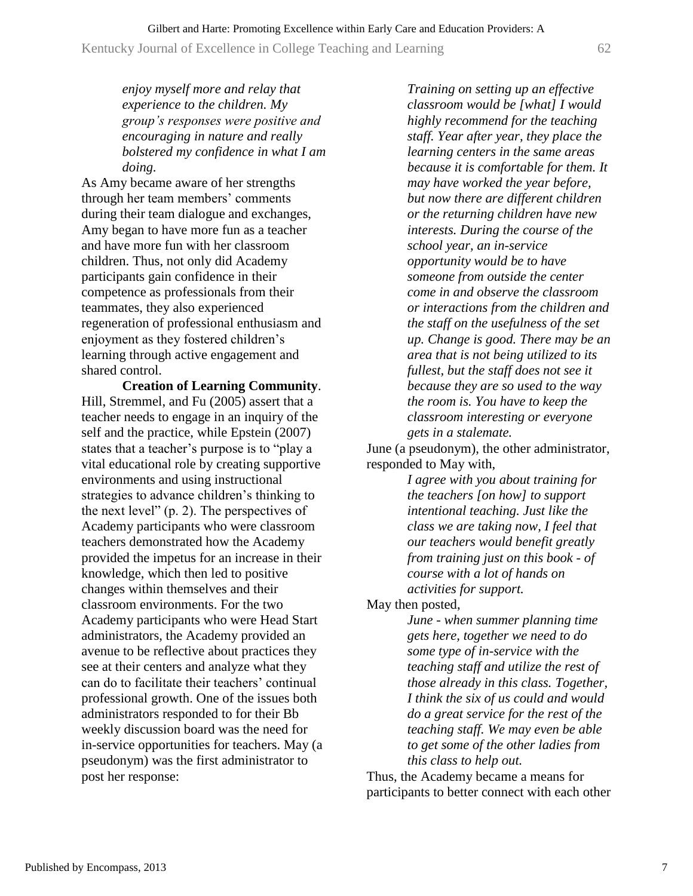*enjoy myself more and relay that experience to the children. My group's responses were positive and encouraging in nature and really bolstered my confidence in what I am doing.*

As Amy became aware of her strengths through her team members' comments during their team dialogue and exchanges, Amy began to have more fun as a teacher and have more fun with her classroom children. Thus, not only did Academy participants gain confidence in their competence as professionals from their teammates, they also experienced regeneration of professional enthusiasm and enjoyment as they fostered children's learning through active engagement and shared control.

**Creation of Learning Community**. Hill, Stremmel, and Fu (2005) assert that a teacher needs to engage in an inquiry of the self and the practice, while Epstein (2007) states that a teacher's purpose is to "play a vital educational role by creating supportive environments and using instructional strategies to advance children's thinking to the next level" (p. 2). The perspectives of Academy participants who were classroom teachers demonstrated how the Academy provided the impetus for an increase in their knowledge, which then led to positive changes within themselves and their classroom environments. For the two Academy participants who were Head Start administrators, the Academy provided an avenue to be reflective about practices they see at their centers and analyze what they can do to facilitate their teachers' continual professional growth. One of the issues both administrators responded to for their Bb weekly discussion board was the need for in-service opportunities for teachers. May (a pseudonym) was the first administrator to post her response:

*Training on setting up an effective classroom would be [what] I would highly recommend for the teaching staff. Year after year, they place the learning centers in the same areas because it is comfortable for them. It may have worked the year before, but now there are different children or the returning children have new interests. During the course of the school year, an in-service opportunity would be to have someone from outside the center come in and observe the classroom or interactions from the children and the staff on the usefulness of the set up. Change is good. There may be an area that is not being utilized to its fullest, but the staff does not see it because they are so used to the way the room is. You have to keep the classroom interesting or everyone gets in a stalemate.*

June (a pseudonym), the other administrator, responded to May with,

*I agree with you about training for the teachers [on how] to support intentional teaching. Just like the class we are taking now, I feel that our teachers would benefit greatly from training just on this book - of course with a lot of hands on activities for support.*

May then posted,

*June - when summer planning time gets here, together we need to do some type of in-service with the teaching staff and utilize the rest of those already in this class. Together, I think the six of us could and would do a great service for the rest of the teaching staff. We may even be able to get some of the other ladies from this class to help out.*

Thus, the Academy became a means for participants to better connect with each other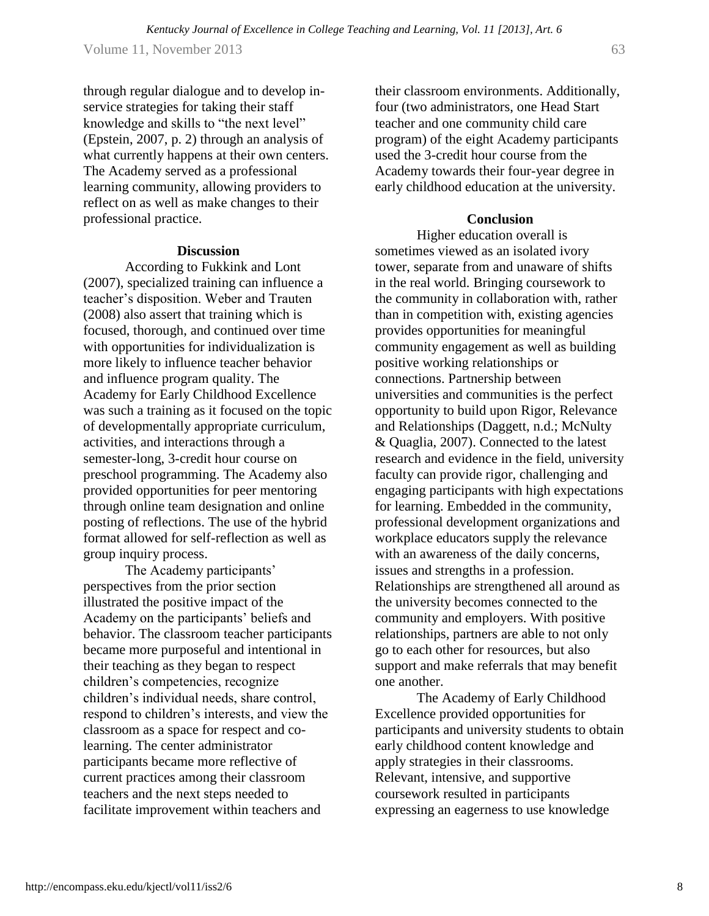through regular dialogue and to develop in-service strategies for taking their staff knowledge and skills to "the next level" (Epstein, 2007, p. 2) through an analysis of what currently happens at their own centers. The Academy served as a professional learning community, allowing providers to reflect on as well as make changes to their professional practice.

## Discussion

According to Fukkink and Lont (2007), specialized training can influence a teacher's disposition. Weber and Trauten (2008) also assert that training which is focused, thorough, and continued over time with opportunities for individualization is more likely to influence teacher behavior and influence program quality. The Academy for Early Childhood Excellence was such a training as it focused on the topic of developmentally appropriate curriculum, activities, and interactions through a semester-long, 3-credit hour course on preschool programming. The Academy also provided opportunities for peer mentoring through online team designation and online posting of reflections. The use of the hybrid format allowed for self-reflection as well as group inquiry process.

The Academy participants' perspectives from the prior section illustrated the positive impact of the Academy on the participants' beliefs and behavior. The classroom teacher participants became more purposeful and intentional in their teaching as they began to respect children's competencies, recognize children's individual needs, share control, respond to children's interests, and view the classroom as a space for respect and co-learning. The center administrator participants became more reflective of current practices among their classroom teachers and the next steps needed to facilitate improvement within teachers and their classroom environments. Additionally, four (two administrators, one Head Start teacher and one community child care program) of the eight Academy participants used the 3-credit hour course from the Academy towards their four-year degree in early childhood education at the university.

## Conclusion

Higher education overall is sometimes viewed as an isolated ivory tower, separate from and unaware of shifts in the real world. Bringing coursework to the community in collaboration with, rather than in competition with, existing agencies provides opportunities for meaningful community engagement as well as building positive working relationships or connections. Partnership between universities and communities is the perfect opportunity to build upon Rigor, Relevance and Relationships (Daggett, n.d.; McNulty & Quaglia, 2007). Connected to the latest research and evidence in the field, university faculty can provide rigor, challenging and engaging participants with high expectations for learning. Embedded in the community, professional development organizations and workplace educators supply the relevance with an awareness of the daily concerns, issues and strengths in a profession. Relationships are strengthened all around as the university becomes connected to the community and employers. With positive relationships, partners are able to not only go to each other for resources, but also support and make referrals that may benefit one another.

The Academy of Early Childhood Excellence provided opportunities for participants and university students to obtain early childhood content knowledge and apply strategies in their classrooms. Relevant, intensive, and supportive coursework resulted in participants expressing an eagerness to use knowledge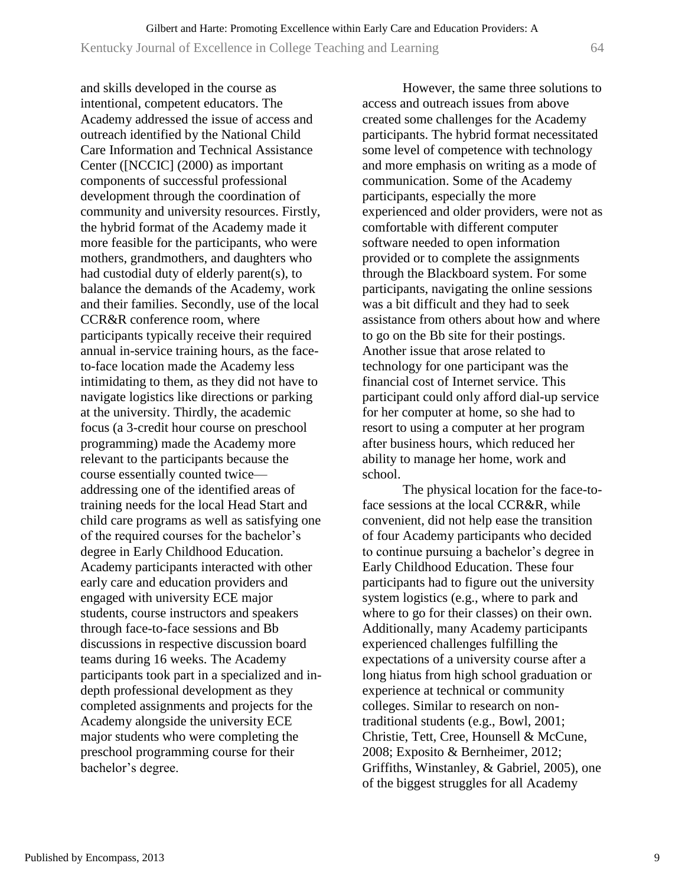and skills developed in the course as intentional, competent educators. The Academy addressed the issue of access and outreach identified by the National Child Care Information and Technical Assistance Center ([NCCIC] (2000) as important components of successful professional development through the coordination of community and university resources. Firstly, the hybrid format of the Academy made it more feasible for the participants, who were mothers, grandmothers, and daughters who had custodial duty of elderly parent(s), to balance the demands of the Academy, work and their families. Secondly, use of the local CCR&R conference room, where participants typically receive their required annual in-service training hours, as the face-to-face location made the Academy less intimidating to them, as they did not have to navigate logistics like directions or parking at the university. Thirdly, the academic focus (a 3-credit hour course on preschool programming) made the Academy more relevant to the participants because the course essentially counted twice—addressing one of the identified areas of training needs for the local Head Start and child care programs as well as satisfying one of the required courses for the bachelor's degree in Early Childhood Education. Academy participants interacted with other early care and education providers and engaged with university ECE major students, course instructors and speakers through face-to-face sessions and Bb discussions in respective discussion board teams during 16 weeks. The Academy participants took part in a specialized and in-depth professional development as they completed assignments and projects for the Academy alongside the university ECE major students who were completing the preschool programming course for their bachelor's degree.

However, the same three solutions to access and outreach issues from above created some challenges for the Academy participants. The hybrid format necessitated some level of competence with technology and more emphasis on writing as a mode of communication. Some of the Academy participants, especially the more experienced and older providers, were not as comfortable with different computer software needed to open information provided or to complete the assignments through the Blackboard system. For some participants, navigating the online sessions was a bit difficult and they had to seek assistance from others about how and where to go on the Bb site for their postings. Another issue that arose related to technology for one participant was the financial cost of Internet service. This participant could only afford dial-up service for her computer at home, so she had to resort to using a computer at her program after business hours, which reduced her ability to manage her home, work and school.

The physical location for the face-to-face sessions at the local CCR&R, while convenient, did not help ease the transition of four Academy participants who decided to continue pursuing a bachelor's degree in Early Childhood Education. These four participants had to figure out the university system logistics (e.g., where to park and where to go for their classes) on their own. Additionally, many Academy participants experienced challenges fulfilling the expectations of a university course after a long hiatus from high school graduation or experience at technical or community colleges. Similar to research on non-traditional students (e.g., Bowl, 2001; Christie, Tett, Cree, Hounsell & McCune, 2008; Exposito & Bernheimer, 2012; Griffiths, Winstanley, & Gabriel, 2005), one of the biggest struggles for all Academy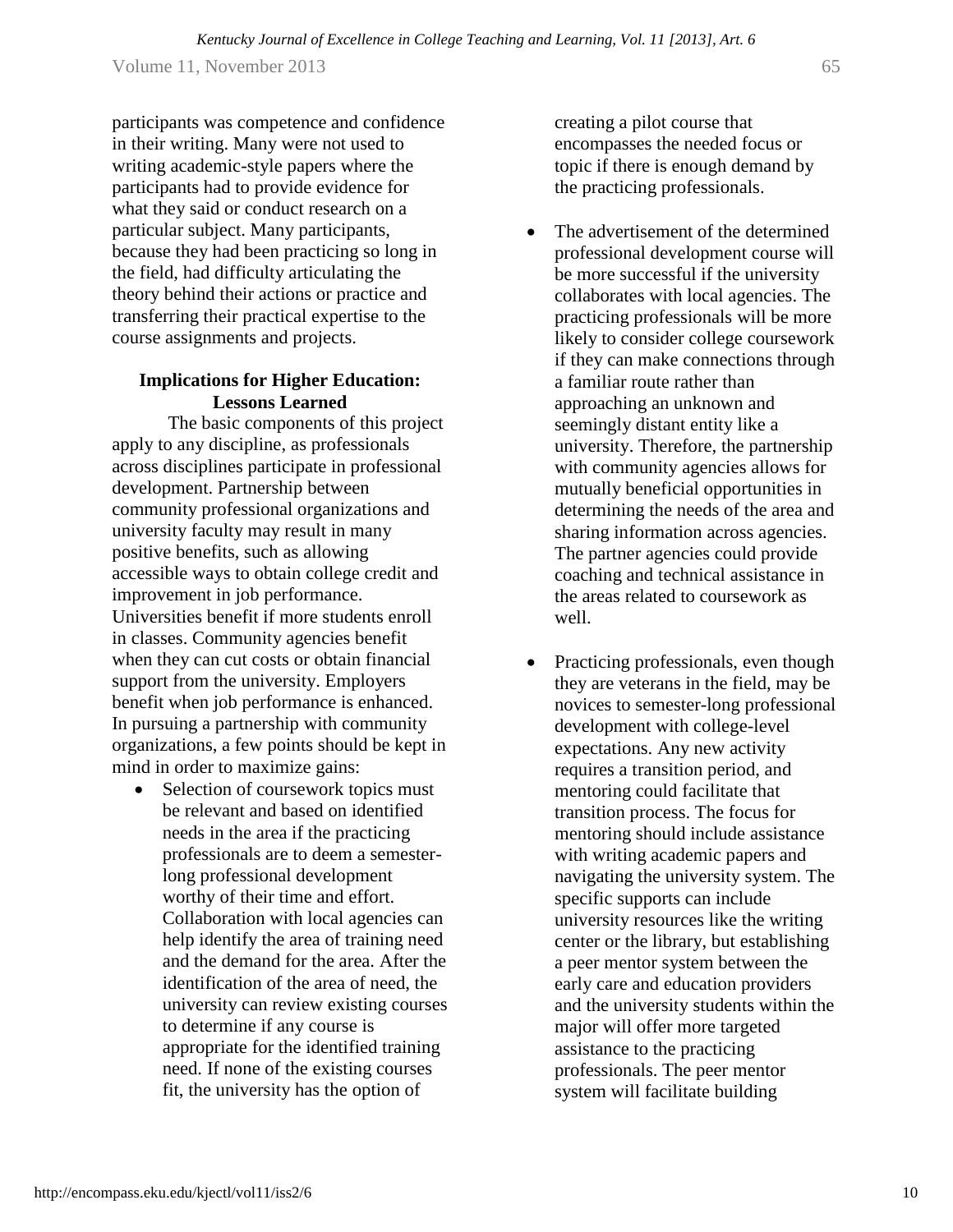participants was competence and confidence in their writing. Many were not used to writing academic-style papers where the participants had to provide evidence for what they said or conduct research on a particular subject. Many participants, because they had been practicing so long in the field, had difficulty articulating the theory behind their actions or practice and transferring their practical expertise to the course assignments and projects.

## Implications for Higher Education: Lessons Learned

The basic components of this project apply to any discipline, as professionals across disciplines participate in professional development. Partnership between community professional organizations and university faculty may result in many positive benefits, such as allowing accessible ways to obtain college credit and improvement in job performance. Universities benefit if more students enroll in classes. Community agencies benefit when they can cut costs or obtain financial support from the university. Employers benefit when job performance is enhanced. In pursuing a partnership with community organizations, a few points should be kept in mind in order to maximize gains:

- Selection of coursework topics must be relevant and based on identified needs in the area if the practicing professionals are to deem a semester-long professional development worthy of their time and effort. Collaboration with local agencies can help identify the area of training need and the demand for the area. After the identification of the area of need, the university can review existing courses to determine if any course is appropriate for the identified training need. If none of the existing courses fit, the university has the option of creating a pilot course that encompasses the needed focus or topic if there is enough demand by the practicing professionals.
- The advertisement of the determined professional development course will be more successful if the university collaborates with local agencies. The practicing professionals will be more likely to consider college coursework if they can make connections through a familiar route rather than approaching an unknown and seemingly distant entity like a university. Therefore, the partnership with community agencies allows for mutually beneficial opportunities in determining the needs of the area and sharing information across agencies. The partner agencies could provide coaching and technical assistance in the areas related to coursework as well.
- Practicing professionals, even though they are veterans in the field, may be novices to semester-long professional development with college-level expectations. Any new activity requires a transition period, and mentoring could facilitate that transition process. The focus for mentoring should include assistance with writing academic papers and navigating the university system. The specific supports can include university resources like the writing center or the library, but establishing a peer mentor system between the early care and education providers and the university students within the major will offer more targeted assistance to the practicing professionals. The peer mentor system will facilitate building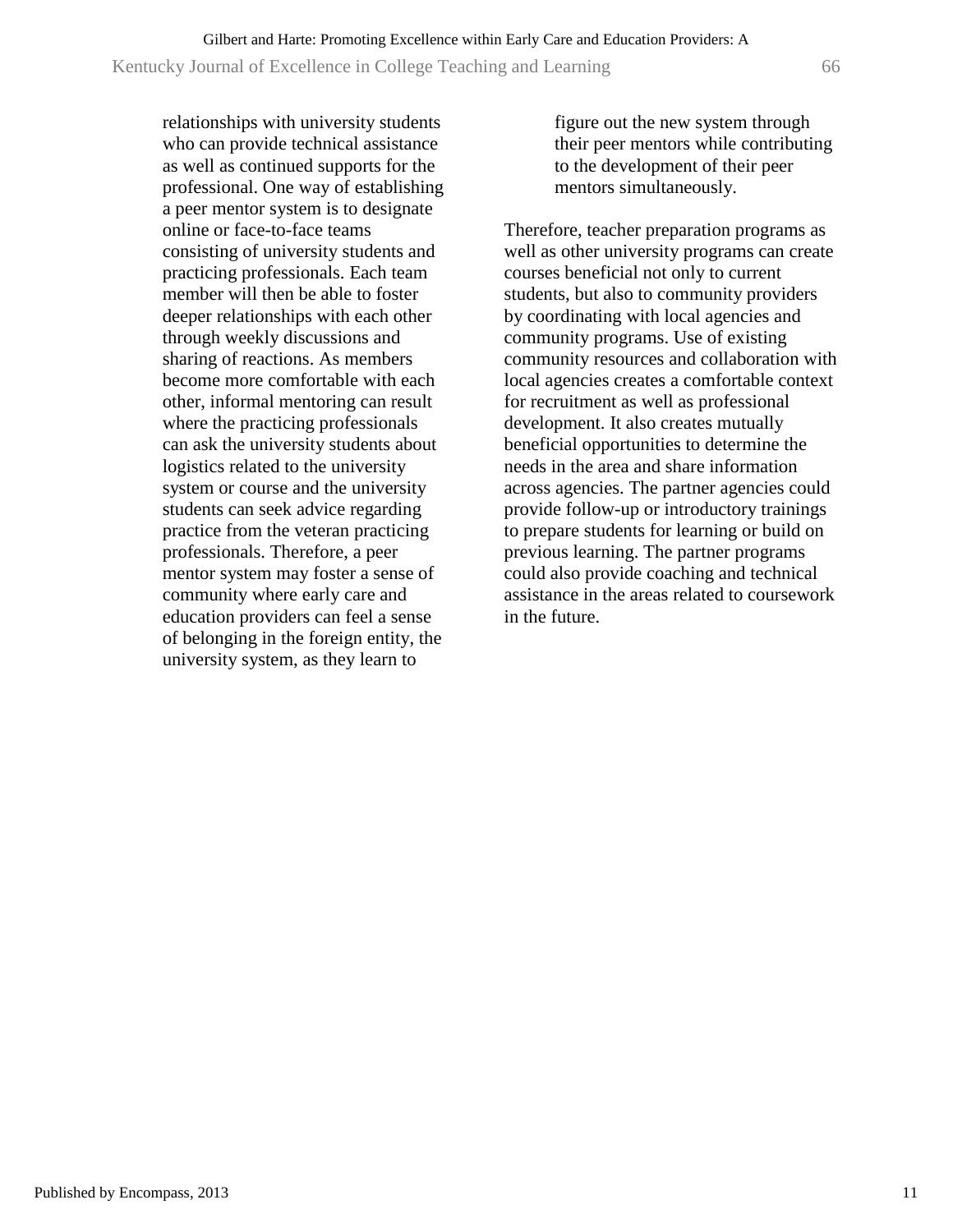relationships with university students who can provide technical assistance as well as continued supports for the professional. One way of establishing a peer mentor system is to designate online or face-to-face teams consisting of university students and practicing professionals. Each team member will then be able to foster deeper relationships with each other through weekly discussions and sharing of reactions. As members become more comfortable with each other, informal mentoring can result where the practicing professionals can ask the university students about logistics related to the university system or course and the university students can seek advice regarding practice from the veteran practicing professionals. Therefore, a peer mentor system may foster a sense of community where early care and education providers can feel a sense of belonging in the foreign entity, the university system, as they learn to figure out the new system through their peer mentors while contributing to the development of their peer mentors simultaneously.

Therefore, teacher preparation programs as well as other university programs can create courses beneficial not only to current students, but also to community providers by coordinating with local agencies and community programs. Use of existing community resources and collaboration with local agencies creates a comfortable context for recruitment as well as professional development. It also creates mutually beneficial opportunities to determine the needs in the area and share information across agencies. The partner agencies could provide follow-up or introductory trainings to prepare students for learning or build on previous learning. The partner programs could also provide coaching and technical assistance in the areas related to coursework in the future.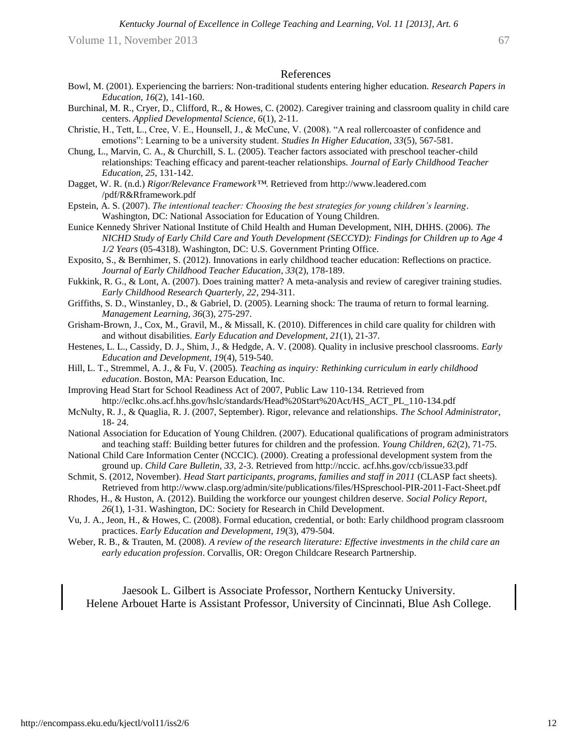## References

Bowl, M. (2001). Experiencing the barriers: Non-traditional students entering higher education. *Research Papers in Education*, *16*(2), 141-160.

Burchinal, M. R., Cryer, D., Clifford, R., & Howes, C. (2002). Caregiver training and classroom quality in child care centers. *Applied Developmental Science, 6*(1), 2-11.

Christie, H., Tett, L., Cree, V. E., Hounsell, J., & McCune, V. (2008). "A real rollercoaster of confidence and emotions": Learning to be a university student. *Studies In Higher Education, 33*(5), 567-581.

Chung, L., Marvin, C. A., & Churchill, S. L. (2005). Teacher factors associated with preschool teacher-child relationships: Teaching efficacy and parent-teacher relationships. *Journal of Early Childhood Teacher Education*, *25*, 131-142.

Dagget, W. R. (n.d.) *Rigor/Relevance Framework™.* Retrieved from http://www.leadered.com /pdf/R&Rframework.pdf

Epstein, A. S. (2007). *The intentional teacher: Choosing the best strategies for young children's learning*. Washington, DC: National Association for Education of Young Children.

Eunice Kennedy Shriver National Institute of Child Health and Human Development, NIH, DHHS. (2006). *The NICHD Study of Early Child Care and Youth Development (SECCYD): Findings for Children up to Age 4 1/2 Years* (05-4318). Washington, DC: U.S. Government Printing Office.

Exposito, S., & Bernhimer, S. (2012). Innovations in early childhood teacher education: Reflections on practice. *Journal of Early Childhood Teacher Education, 33*(2), 178-189.

Fukkink, R. G., & Lont, A. (2007). Does training matter? A meta-analysis and review of caregiver training studies. *Early Childhood Research Quarterly, 22*, 294-311.

Griffiths, S. D., Winstanley, D., & Gabriel, D. (2005). Learning shock: The trauma of return to formal learning. *Management Learning, 36*(3), 275-297.

Grisham-Brown, J., Cox, M., Gravil, M., & Missall, K. (2010). Differences in child care quality for children with and without disabilities. *Early Education and Development, 21*(1), 21-37.

Hestenes, L. L., Cassidy, D. J., Shim, J., & Hedgde, A. V. (2008). Quality in inclusive preschool classrooms. *Early Education and Development, 19*(4), 519-540.

Hill, L. T., Stremmel, A. J., & Fu, V. (2005). *Teaching as inquiry: Rethinking curriculum in early childhood education*. Boston, MA: Pearson Education, Inc.

Improving Head Start for School Readiness Act of 2007, Public Law 110-134. Retrieved from http://eclkc.ohs.acf.hhs.gov/hslc/standards/Head%20Start%20Act/HS_ACT_PL_110-134.pdf

McNulty, R. J., & Quaglia, R. J. (2007, September). Rigor, relevance and relationships. *The School Administrator*, 18- 24.

National Association for Education of Young Children. (2007). Educational qualifications of program administrators and teaching staff: Building better futures for children and the profession. *Young Children*, *62*(2), 71-75.

National Child Care Information Center (NCCIC). (2000). Creating a professional development system from the ground up. *Child Care Bulletin, 33,* 2-3. Retrieved from http://nccic. acf.hhs.gov/ccb/issue33.pdf

Schmit, S. (2012, November). *Head Start participants, programs, families and staff in 2011* (CLASP fact sheets). Retrieved from http://www.clasp.org/admin/site/publications/files/HSpreschool-PIR-2011-Fact-Sheet.pdf

Rhodes, H., & Huston, A. (2012). Building the workforce our youngest children deserve. *Social Policy Report, 26*(1), 1-31. Washington, DC: Society for Research in Child Development.

Vu, J. A., Jeon, H., & Howes, C. (2008). Formal education, credential, or both: Early childhood program classroom practices. *Early Education and Development, 19*(3), 479-504.

Weber, R. B., & Trauten, M. (2008). *A review of the research literature: Effective investments in the child care an early education profession*. Corvallis, OR: Oregon Childcare Research Partnership.

Jaesook L. Gilbert is Associate Professor, Northern Kentucky University.
Helene Arbouet Harte is Assistant Professor, University of Cincinnati, Blue Ash College.